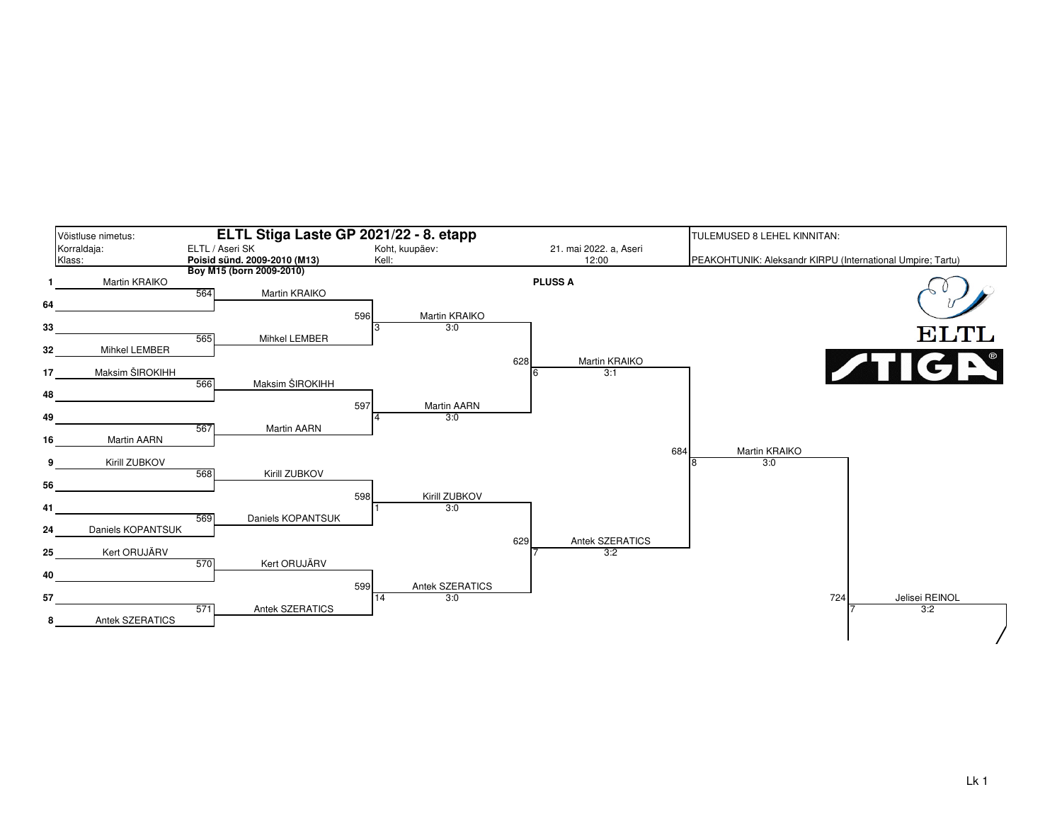| Võistluse nimetus: | ELTL Stiga Laste GP 2021/22 - 8. etapp | | | TULEMUSED 8 LEHEL KINNITAN: |
|---|---|---|---|---|
| Korraldaja: | ELTL / Aseri SK | Koht, kuupäev: | 21. mai 2022. a, Aseri | |
| Klass: | **Poisid sünd. 2009-2010 (M13)** | Kell: | 12:00 | PEAKOHTUNIK: Aleksandr KIRPU (International Umpire; Tartu) |
| | **Boy M15 (born 2009-2010)** | | | |

**PLUSS A**

| Seed | Player | Match | Round 1 | Match | Round 2 | Match | Round 3 | Match | Semifinal | Match | Final |
|---|---|---|---|---|---|---|---|---|---|---|---|
| 1 | Martin KRAIKO | 564 | Martin KRAIKO | 596 | Martin KRAIKO 3:0 (3) | 628 | Martin KRAIKO 3:1 (6) | 684 | Martin KRAIKO 3:0 (8) | 724 | Jelisei REINOL 3:2 (7) |
| 64 | | | | | | | | | | | |
| 33 | | 565 | Mihkel LEMBER | | | | | | | | |
| 32 | Mihkel LEMBER | | | | | | | | | | |
| 17 | Maksim ŠIROKIHH | 566 | Maksim ŠIROKIHH | 597 | Martin AARN 3:0 (4) | | | | | | |
| 48 | | | | | | | | | | | |
| 49 | | 567 | Martin AARN | | | | | | | | |
| 16 | Martin AARN | | | | | | | | | | |
| 9 | Kirill ZUBKOV | 568 | Kirill ZUBKOV | 598 | Kirill ZUBKOV 3:0 (1) | 629 | Antek SZERATICS 3:2 (7) | | | | |
| 56 | | | | | | | | | | | |
| 41 | | 569 | Daniels KOPANTSUK | | | | | | | | |
| 24 | Daniels KOPANTSUK | | | | | | | | | | |
| 25 | Kert ORUJÄRV | 570 | Kert ORUJÄRV | 599 | Antek SZERATICS 3:0 (14) | | | | | | |
| 40 | | | | | | | | | | | |
| 57 | | 571 | Antek SZERATICS | | | | | | | | |
| 8 | Antek SZERATICS | | | | | | | | | | |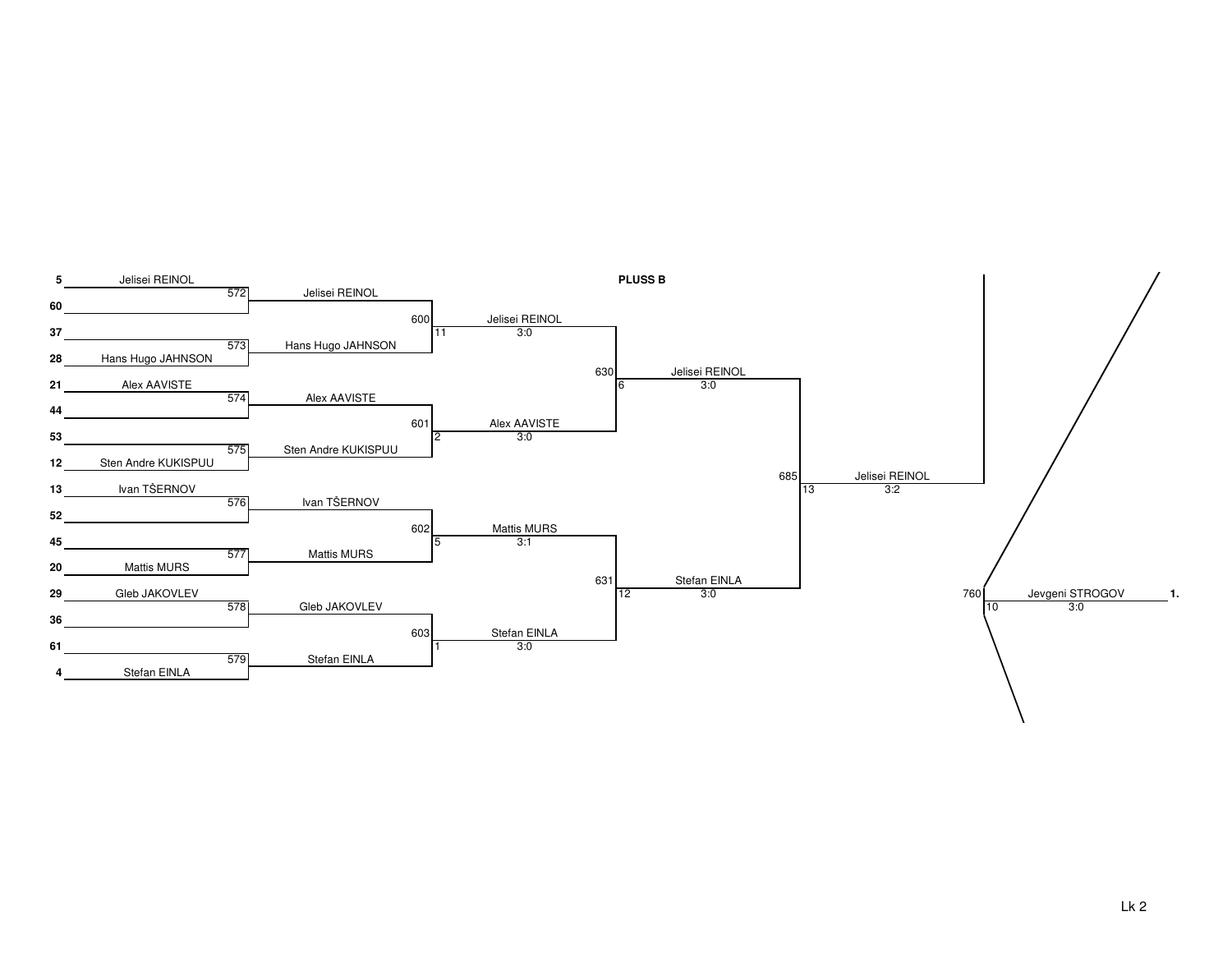**PLUSS B**

| Seed | Player | Match | Round 2 | Match | Quarterfinal | Match | Semifinal | Match | Final |
|---|---|---|---|---|---|---|---|---|---|
| 5 | Jelisei REINOL | 572 | Jelisei REINOL | 600 | Jelisei REINOL (11) 3:0 | 630 | Jelisei REINOL (6) 3:0 | 685 | Jelisei REINOL (13) 3:2 |
| 60 | | | | | | | | | |
| 37 | | 573 | Hans Hugo JAHNSON | | | | | | |
| 28 | Hans Hugo JAHNSON | | | | | | | | |
| 21 | Alex AAVISTE | 574 | Alex AAVISTE | 601 | Alex AAVISTE (2) 3:0 | | | | |
| 44 | | | | | | | | | |
| 53 | | 575 | Sten Andre KUKISPUU | | | | | | |
| 12 | Sten Andre KUKISPUU | | | | | | | | |
| 13 | Ivan TŠERNOV | 576 | Ivan TŠERNOV | 602 | Mattis MURS (5) 3:1 | 631 | Stefan EINLA (12) 3:0 | | |
| 52 | | | | | | | | | |
| 45 | | 577 | Mattis MURS | | | | | | |
| 20 | Mattis MURS | | | | | | | | |
| 29 | Gleb JAKOVLEV | 578 | Gleb JAKOVLEV | 603 | Stefan EINLA (1) 3:0 | | | | |
| 36 | | | | | | | | | |
| 61 | | 579 | Stefan EINLA | | | | | | |
| 4 | Stefan EINLA | | | | | | | | |

760 (10) — Jevgeni STROGOV 3:0 — **1.**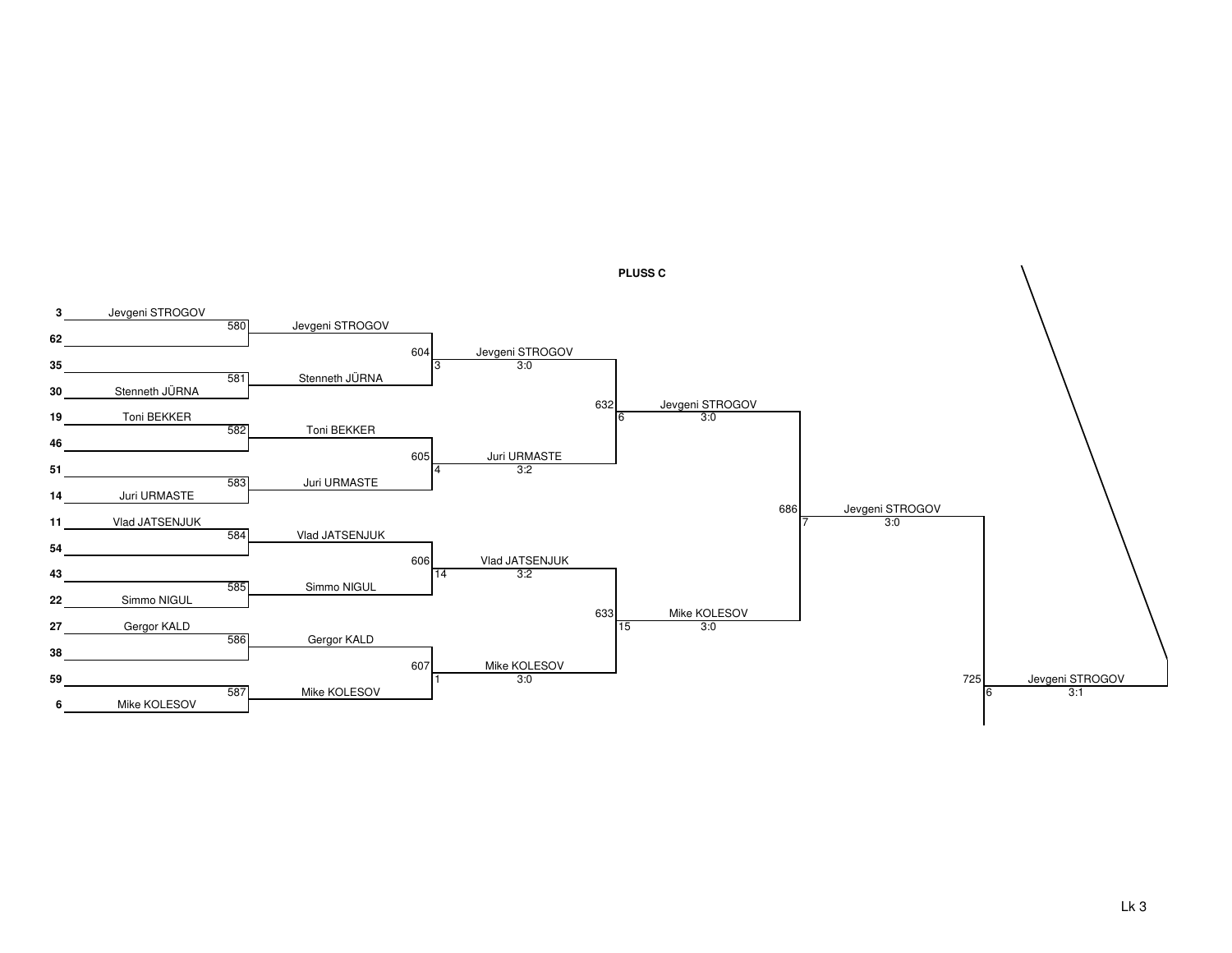**PLUSS C**

| Seed | Round 1 | Match | Round 2 | Match | Quarterfinal | Match | Semifinal | Match | Final | Match | Winner |
|---|---|---|---|---|---|---|---|---|---|---|---|
| 3 | Jevgeni STROGOV | 580 | Jevgeni STROGOV | 604 | Jevgeni STROGOV 3:0 (3) | 632 | Jevgeni STROGOV 3:0 (6) | 686 | Jevgeni STROGOV 3:0 (7) | 725 | Jevgeni STROGOV 3:1 (6) |
| 62 | | | | | | | | | | | |
| 35 | | 581 | Stenneth JÜRNA | | | | | | | | |
| 30 | Stenneth JÜRNA | | | | | | | | | | |
| 19 | Toni BEKKER | 582 | Toni BEKKER | 605 | Juri URMASTE 3:2 (4) | | | | | | |
| 46 | | | | | | | | | | | |
| 51 | | 583 | Juri URMASTE | | | | | | | | |
| 14 | Juri URMASTE | | | | | | | | | | |
| 11 | Vlad JATSENJUK | 584 | Vlad JATSENJUK | 606 | Vlad JATSENJUK 3:2 (14) | 633 | Mike KOLESOV 3:0 (15) | | | | |
| 54 | | | | | | | | | | | |
| 43 | | 585 | Simmo NIGUL | | | | | | | | |
| 22 | Simmo NIGUL | | | | | | | | | | |
| 27 | Gergor KALD | 586 | Gergor KALD | 607 | Mike KOLESOV 3:0 (1) | | | | | | |
| 38 | | | | | | | | | | | |
| 59 | | 587 | Mike KOLESOV | | | | | | | | |
| 6 | Mike KOLESOV | | | | | | | | | | |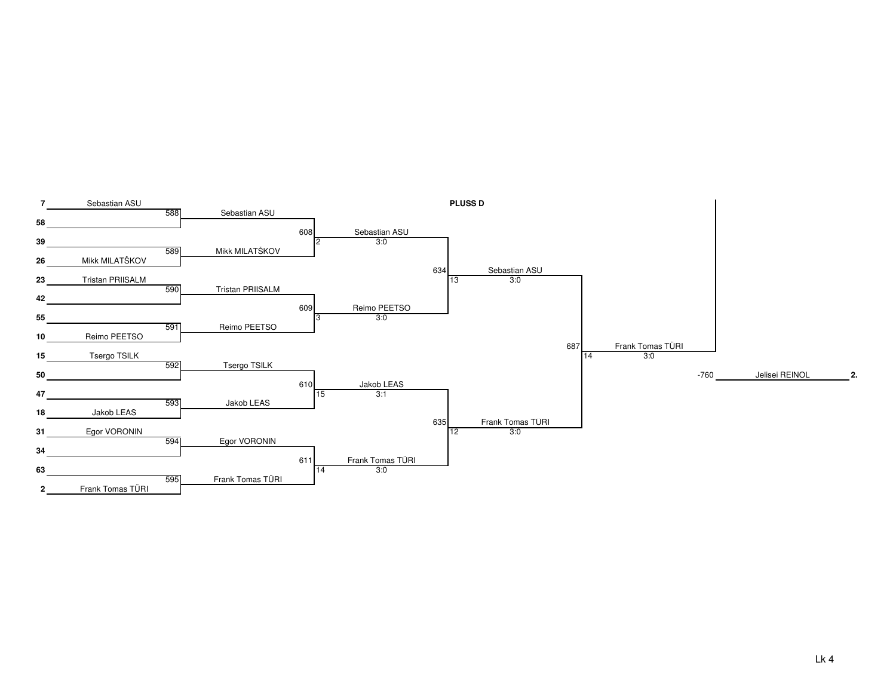**PLUSS D**

**Round 1**

| Match | Seed | Player | Seed | Player | Winner |
|---|---|---|---|---|---|
| 588 | 7 | Sebastian ASU | 58 | | Sebastian ASU |
| 589 | 39 | | 26 | Mikk MILATŠKOV | Mikk MILATŠKOV |
| 590 | 23 | Tristan PRIISALM | 42 | | Tristan PRIISALM |
| 591 | 55 | | 10 | Reimo PEETSO | Reimo PEETSO |
| 592 | 15 | Tsergo TSILK | 50 | | Tsergo TSILK |
| 593 | 47 | | 18 | Jakob LEAS | Jakob LEAS |
| 594 | 31 | Egor VORONIN | 34 | | Egor VORONIN |
| 595 | 63 | | 2 | Frank Tomas TÜRI | Frank Tomas TÜRI |

**Round 2**

| Match | Table | Winner | Score |
|---|---|---|---|
| 608 | 2 | Sebastian ASU | 3:0 |
| 609 | 3 | Reimo PEETSO | 3:0 |
| 610 | 15 | Jakob LEAS | 3:1 |
| 611 | 14 | Frank Tomas TÜRI | 3:0 |

**Round 3**

| Match | Table | Winner | Score |
|---|---|---|---|
| 634 | 13 | Sebastian ASU | 3:0 |
| 635 | 12 | Frank Tomas TURI | 3:0 |

**Final**

| Match | Table | Winner | Score |
|---|---|---|---|
| 687 | 14 | Frank Tomas TÜRI | 3:0 |

-760 Jelisei REINOL **2.**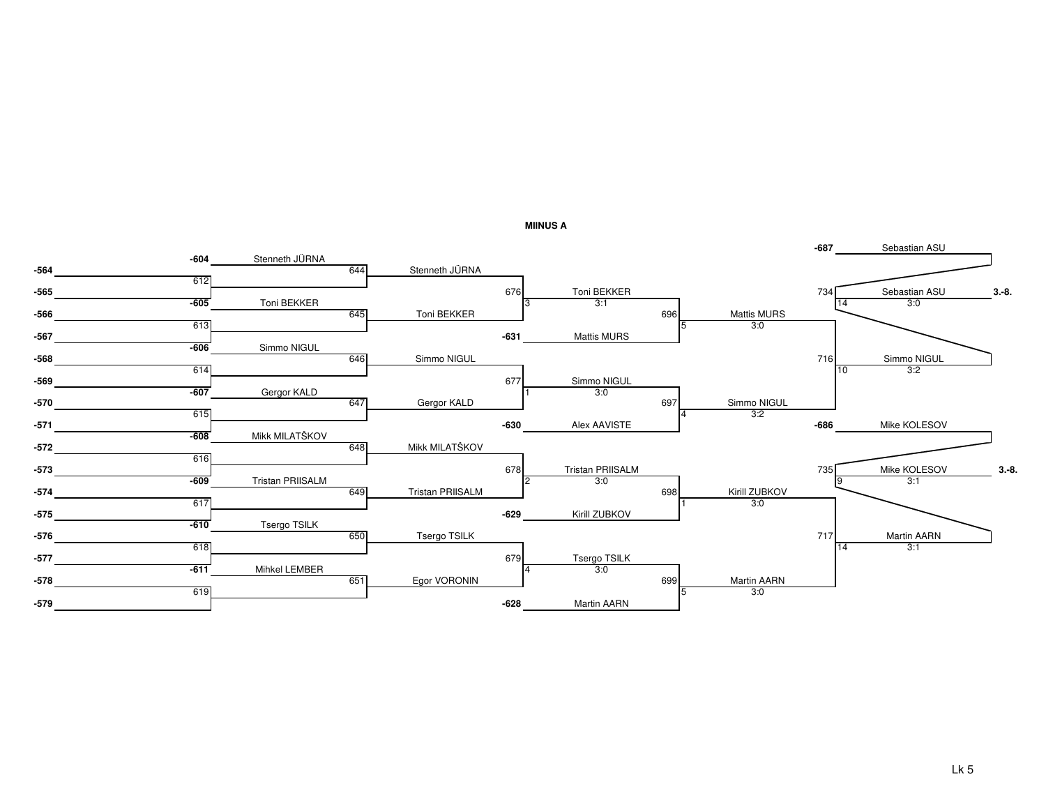## MIINUS A

| Round 1 (from) | Round 2 | Round 3 | Round 4 | Round 5 | Round 6 | Final | Place |
|---|---|---|---|---|---|---|---|
| -564 | -604 Stenneth JÜRNA | 644 Stenneth JÜRNA | 676 Toni BEKKER (3, 3:1) | 696 Mattis MURS (5, 3:0) | -687 Sebastian ASU | 734 Sebastian ASU (14, 3:0) | 3.-8. |
| -565 | 612 | | | | | | |
| -566 | -605 Toni BEKKER | 645 Toni BEKKER | | | | | |
| -567 | 613 | | -631 Mattis MURS | | | | |
| -568 | -606 Simmo NIGUL | 646 Simmo NIGUL | 677 Simmo NIGUL (1, 3:0) | 697 Simmo NIGUL (4, 3:2) | 716 Simmo NIGUL (10, 3:2) | | |
| -569 | 614 | | | | | | |
| -570 | -607 Gergor KALD | 647 Gergor KALD | | | | | |
| -571 | 615 | | -630 Alex AAVISTE | | | | |
| -572 | -608 Mikk MILATŠKOV | 648 Mikk MILATŠKOV | 678 Tristan PRIISALM (2, 3:0) | 698 Kirill ZUBKOV (1, 3:0) | -686 Mike KOLESOV | 735 Mike KOLESOV (9, 3:1) | 3.-8. |
| -573 | 616 | | | | | | |
| -574 | -609 Tristan PRIISALM | 649 Tristan PRIISALM | | | | | |
| -575 | 617 | | -629 Kirill ZUBKOV | | | | |
| -576 | -610 Tsergo TSILK | 650 Tsergo TSILK | 679 Tsergo TSILK (4, 3:0) | 699 Martin AARN (5, 3:0) | 717 Martin AARN (14, 3:1) | | |
| -577 | 618 | | | | | | |
| -578 | -611 Mihkel LEMBER | 651 Egor VORONIN | | | | | |
| -579 | 619 | | -628 Martin AARN | | | | |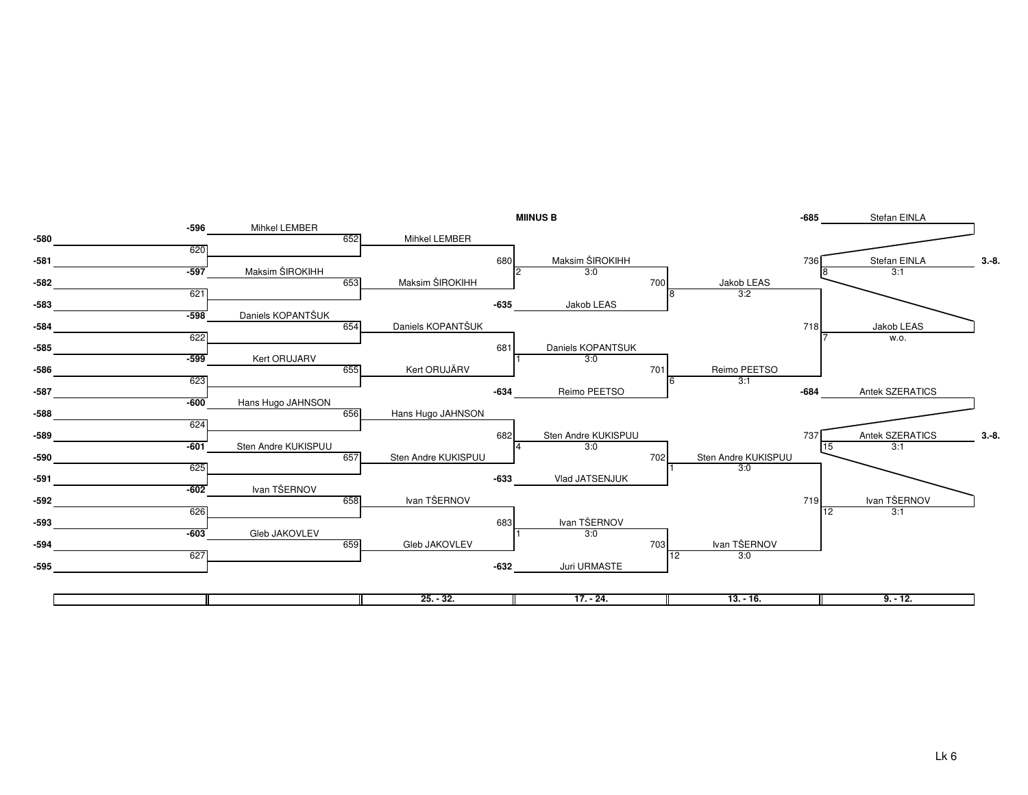**MIINUS B**

| Entry | Round 1 | Match | Round 2 | Match | Round 3 | Match | Round 4 | Match | Final | Place |
|---|---|---|---|---|---|---|---|---|---|---|
| -580 | -596 Mihkel LEMBER | 620 | | | | | | | | |
| -581 | | | Mihkel LEMBER | 652 | | | | | | |
| -582 | -597 Maksim ŠIROKIHH | 621 | | | Maksim ŠIROKIHH (2) 3:0 | 680 | | | | |
| -583 | | | Maksim ŠIROKIHH | 653 | | | Jakob LEAS (8) 3:2 | 700 | | |
| -584 | -598 Daniels KOPANTŠUK | 622 | | | -635 Jakob LEAS | | | | | |
| -585 | | | Daniels KOPANTŠUK | 654 | | | | | | |
| -586 | -599 Kert ORUJARV | 623 | | | Daniels KOPANTSUK (1) 3:0 | 681 | | | | |
| -587 | | | Kert ORUJÄRV | 655 | | | Reimo PEETSO (6) 3:1 | 701 | | |
| -588 | -600 Hans Hugo JAHNSON | 624 | | | -634 Reimo PEETSO | | | | | |
| -589 | | | Hans Hugo JAHNSON | 656 | | | | | | |
| -590 | -601 Sten Andre KUKISPUU | 625 | | | Sten Andre KUKISPUU (4) 3:0 | 682 | | | | |
| -591 | | | Sten Andre KUKISPUU | 657 | | | Sten Andre KUKISPUU (1) 3:0 | 702 | | |
| -592 | -602 Ivan TŠERNOV | 626 | | | -633 Vlad JATSENJUK | | | | | |
| -593 | | | Ivan TŠERNOV | 658 | | | | | | |
| -594 | -603 Gleb JAKOVLEV | 627 | | | Ivan TŠERNOV (1) 3:0 | 683 | | | | |
| -595 | | | Gleb JAKOVLEV | 659 | | | Ivan TŠERNOV (12) 3:0 | 703 | | |
| | | | | | -632 Juri URMASTE | | | | | |

**Round 5 / places 3.-8. and 9.-12.**

| Entry | Match | Winner | Score | Place |
|---|---|---|---|---|
| -685 Stefan EINLA vs. 700 winner | 718 | Jakob LEAS (7) | w.o. | 9. - 12. |
| -685 Stefan EINLA vs. 718 loser | 736 | Stefan EINLA (8) | 3:1 | 3.-8. |
| -684 Antek SZERATICS vs. 702 winner | 719 | Ivan TŠERNOV (12) | 3:1 | 9. - 12. |
| -684 Antek SZERATICS vs. 719 loser | 737 | Antek SZERATICS (15) | 3:1 | 3.-8. |

| | | 25. - 32. | 17. - 24. | 13. - 16. | 9. - 12. |
|---|---|---|---|---|---|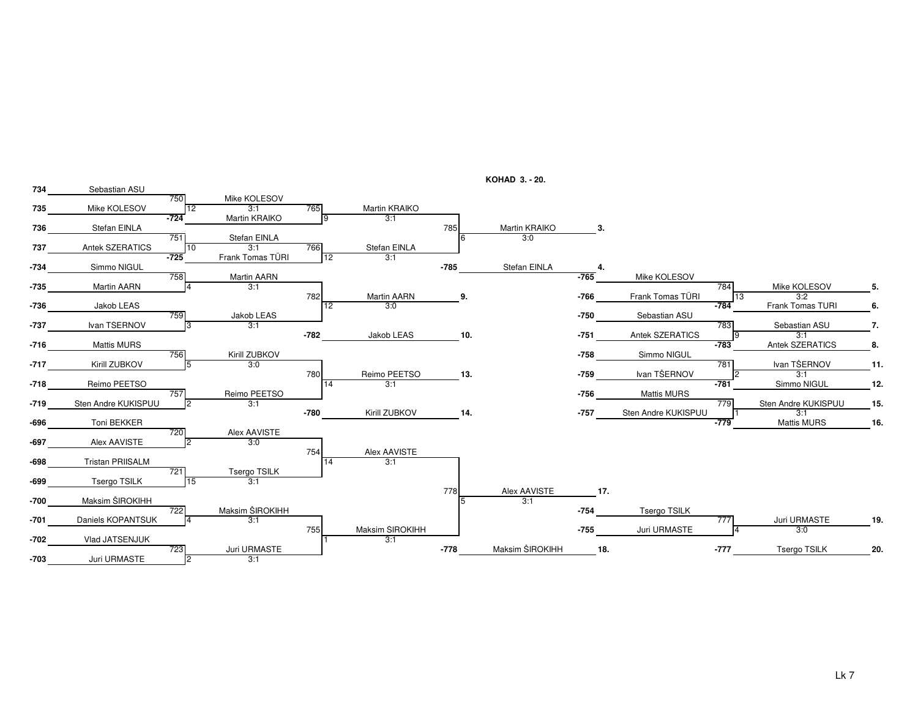**KOHAD 3. - 20.**

## Round 1

| Match | Player 1 | Player 2 | Winner | Score | Table | Loser to |
|---|---|---|---|---|---|---|
| 750 | 734 Sebastian ASU | 735 Mike KOLESOV | Mike KOLESOV | 3:1 | 12 | |
| -724 | | | Martin KRAIKO | | | |
| 751 | 736 Stefan EINLA | 737 Antek SZERATICS | Stefan EINLA | 3:1 | 10 | |
| -725 | | | Frank Tomas TÜRI | | | |
| 758 | -734 Simmo NIGUL | -735 Martin AARN | Martin AARN | 3:1 | 4 | |
| 759 | -736 Jakob LEAS | -737 Ivan TSERNOV | Jakob LEAS | 3:1 | 3 | |
| 756 | -716 Mattis MURS | -717 Kirill ZUBKOV | Kirill ZUBKOV | 3:0 | 5 | |
| 757 | -718 Reimo PEETSO | -719 Sten Andre KUKISPUU | Reimo PEETSO | 3:1 | 2 | |
| 720 | -696 Toni BEKKER | -697 Alex AAVISTE | Alex AAVISTE | 3:0 | 2 | |
| 721 | -698 Tristan PRIISALM | -699 Tsergo TSILK | Tsergo TSILK | 3:1 | 15 | |
| 722 | -700 Maksim ŠIROKIHH | -701 Daniels KOPANTSUK | Maksim ŠIROKIHH | 3:1 | 4 | |
| 723 | -702 Vlad JATSENJUK | -703 Juri URMASTE | Juri URMASTE | 3:1 | 2 | |

## Round 2

| Match | Winner | Score | Table |
|---|---|---|---|
| 765 | Martin KRAIKO | 3:1 | 9 |
| 766 | Stefan EINLA | 3:1 | 12 |
| 782 | Martin AARN **9.** | 3:0 | 12 |
| -782 | Jakob LEAS **10.** | | |
| 780 | Reimo PEETSO **13.** | 3:1 | 14 |
| -780 | Kirill ZUBKOV **14.** | | |
| 754 | Alex AAVISTE | 3:1 | 14 |
| 755 | Maksim SIROKIHH | 3:1 | 1 |

## Final rounds

| Match | Winner | Score | Table | Place |
|---|---|---|---|---|
| 785 | Martin KRAIKO | 3:0 | 6 | 3. |
| -785 | Stefan EINLA | | | 4. |
| 778 | Alex AAVISTE | 3:1 | 5 | 17. |
| -778 | Maksim ŠIROKIHH | | | 18. |

## Placement matches

| Match | Player 1 | Player 2 | Winner | Score | Table | Place |
|---|---|---|---|---|---|---|
| 784 | -765 Mike KOLESOV | -766 Frank Tomas TÜRI | Mike KOLESOV | 3:2 | 13 | 5. |
| -784 | | | Frank Tomas TURI | | | 6. |
| 783 | -750 Sebastian ASU | -751 Antek SZERATICS | Sebastian ASU | 3:1 | 9 | 7. |
| -783 | | | Antek SZERATICS | | | 8. |
| 781 | -758 Simmo NIGUL | -759 Ivan TŠERNOV | Ivan TŠERNOV | 3:1 | 2 | 11. |
| -781 | | | Simmo NIGUL | | | 12. |
| 779 | -756 Mattis MURS | -757 Sten Andre KUKISPUU | Sten Andre KUKISPUU | 3:1 | 1 | 15. |
| -779 | | | Mattis MURS | | | 16. |
| 777 | -754 Tsergo TSILK | -755 Juri URMASTE | Juri URMASTE | 3:0 | 4 | 19. |
| -777 | | | Tsergo TSILK | | | 20. |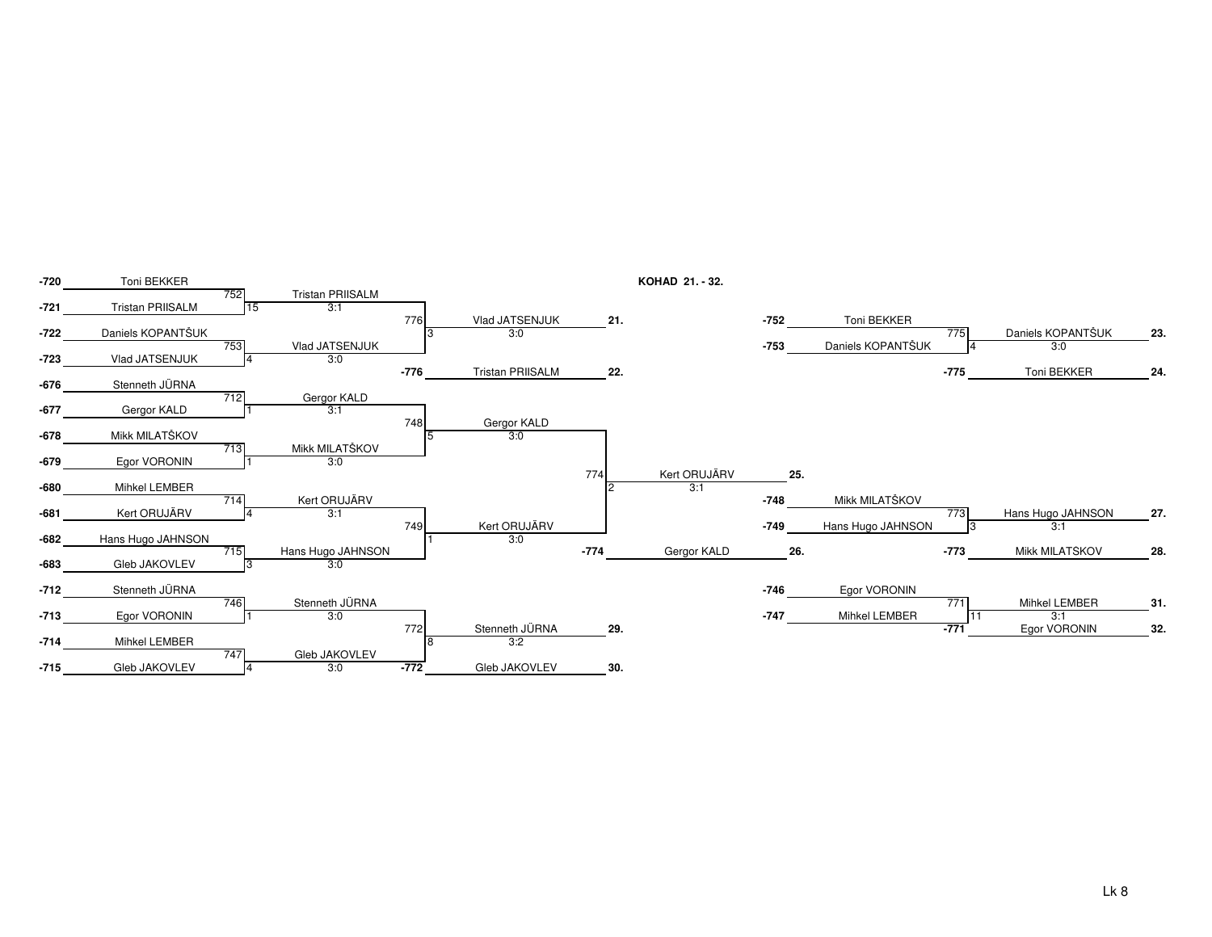**KOHAD 21. - 32.**

-720 Toni BEKKER
752 — 15 — Tristan PRIISALM 3:1
-721 Tristan PRIISALM

-722 Daniels KOPANTŠUK
753 — 4 — Vlad JATSENJUK 3:0
-723 Vlad JATSENJUK

776 — 3 — Vlad JATSENJUK 3:0 — **21.**
-776 — Tristan PRIISALM — **22.**

-752 Toni BEKKER
775 — 4 — Daniels KOPANTŠUK 3:0 — **23.**
-753 Daniels KOPANTŠUK
-775 — Toni BEKKER — **24.**

-676 Stenneth JÜRNA
712 — 1 — Gergor KALD 3:1
-677 Gergor KALD

-678 Mikk MILATŠKOV
713 — 1 — Mikk MILATŠKOV 3:0
-679 Egor VORONIN

748 — 5 — Gergor KALD 3:0

-680 Mihkel LEMBER
714 — 4 — Kert ORUJÄRV 3:1
-681 Kert ORUJÄRV

-682 Hans Hugo JAHNSON
715 — 3 — Hans Hugo JAHNSON 3:0
-683 Gleb JAKOVLEV

749 — 1 — Kert ORUJÄRV 3:0

774 — 2 — Kert ORUJÄRV 3:1 — **25.**
-774 — Gergor KALD — **26.**

-748 Mikk MILATŠKOV
773 — 3 — Hans Hugo JAHNSON 3:1 — **27.**
-749 Hans Hugo JAHNSON
-773 — Mikk MILATSKOV — **28.**

-712 Stenneth JÜRNA
746 — 1 — Stenneth JÜRNA 3:0
-713 Egor VORONIN

-714 Mihkel LEMBER
747 — 4 — Gleb JAKOVLEV 3:0
-715 Gleb JAKOVLEV

772 — 8 — Stenneth JÜRNA 3:2 — **29.**
-772 — Gleb JAKOVLEV — **30.**

-746 Egor VORONIN
771 — 11 — Mihkel LEMBER 3:1 — **31.**
-747 Mihkel LEMBER
-771 — Egor VORONIN — **32.**